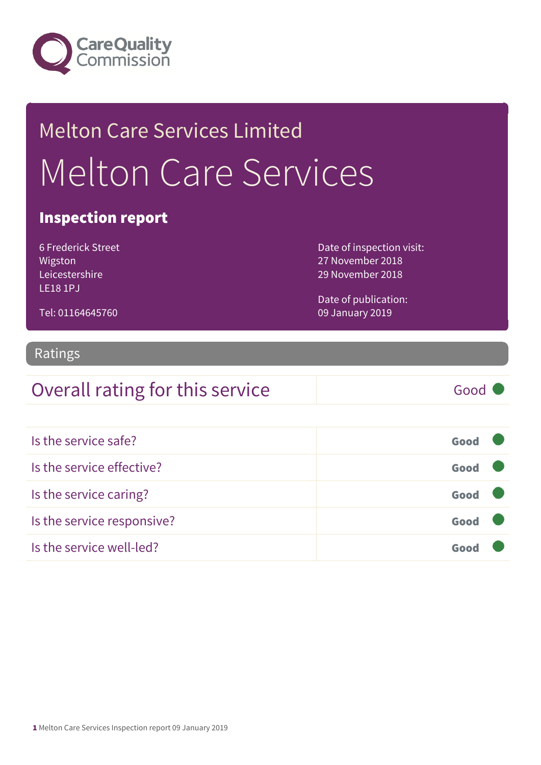Care Quality Commission

# Melton Care Services Limited

# Melton Care Services

## Inspection report

6 Frederick Street
Wigston
Leicestershire
LE18 1PJ

Tel: 01164645760

Date of inspection visit:
27 November 2018
29 November 2018

Date of publication:
09 January 2019

## Ratings

| Overall rating for this service | Good |
|---|---|

| | |
|---|---|
| Is the service safe? | **Good** |
| Is the service effective? | **Good** |
| Is the service caring? | **Good** |
| Is the service responsive? | **Good** |
| Is the service well-led? | **Good** |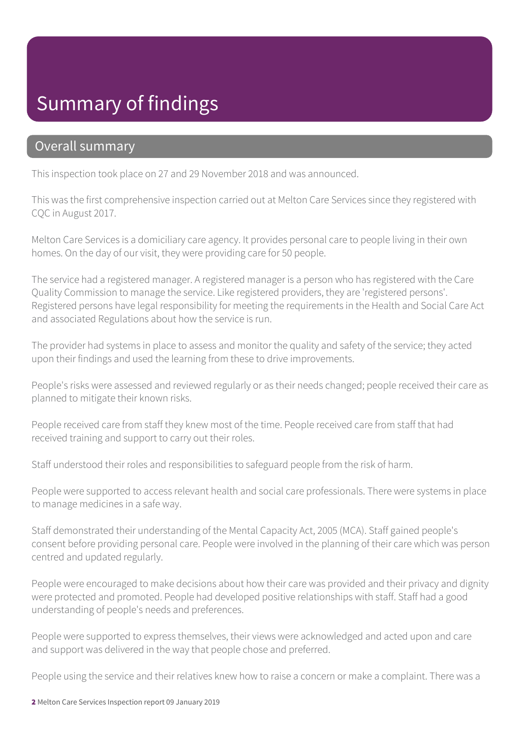# Summary of findings

## Overall summary

This inspection took place on 27 and 29 November 2018 and was announced.

This was the first comprehensive inspection carried out at Melton Care Services since they registered with CQC in August 2017.

Melton Care Services is a domiciliary care agency. It provides personal care to people living in their own homes. On the day of our visit, they were providing care for 50 people.

The service had a registered manager. A registered manager is a person who has registered with the Care Quality Commission to manage the service. Like registered providers, they are 'registered persons'. Registered persons have legal responsibility for meeting the requirements in the Health and Social Care Act and associated Regulations about how the service is run.

The provider had systems in place to assess and monitor the quality and safety of the service; they acted upon their findings and used the learning from these to drive improvements.

People's risks were assessed and reviewed regularly or as their needs changed; people received their care as planned to mitigate their known risks.

People received care from staff they knew most of the time. People received care from staff that had received training and support to carry out their roles.

Staff understood their roles and responsibilities to safeguard people from the risk of harm.

People were supported to access relevant health and social care professionals. There were systems in place to manage medicines in a safe way.

Staff demonstrated their understanding of the Mental Capacity Act, 2005 (MCA). Staff gained people's consent before providing personal care. People were involved in the planning of their care which was person centred and updated regularly.

People were encouraged to make decisions about how their care was provided and their privacy and dignity were protected and promoted. People had developed positive relationships with staff. Staff had a good understanding of people's needs and preferences.

People were supported to express themselves, their views were acknowledged and acted upon and care and support was delivered in the way that people chose and preferred.

People using the service and their relatives knew how to raise a concern or make a complaint. There was a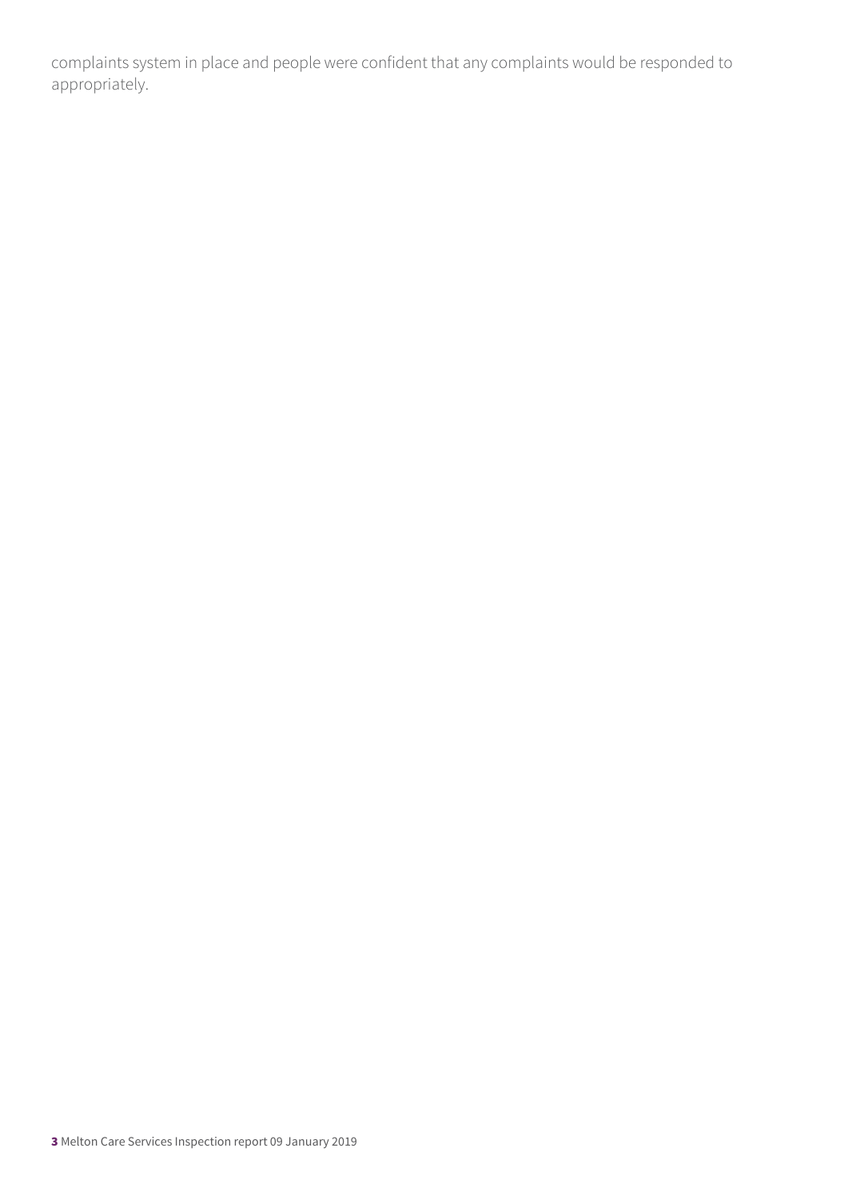complaints system in place and people were confident that any complaints would be responded to appropriately.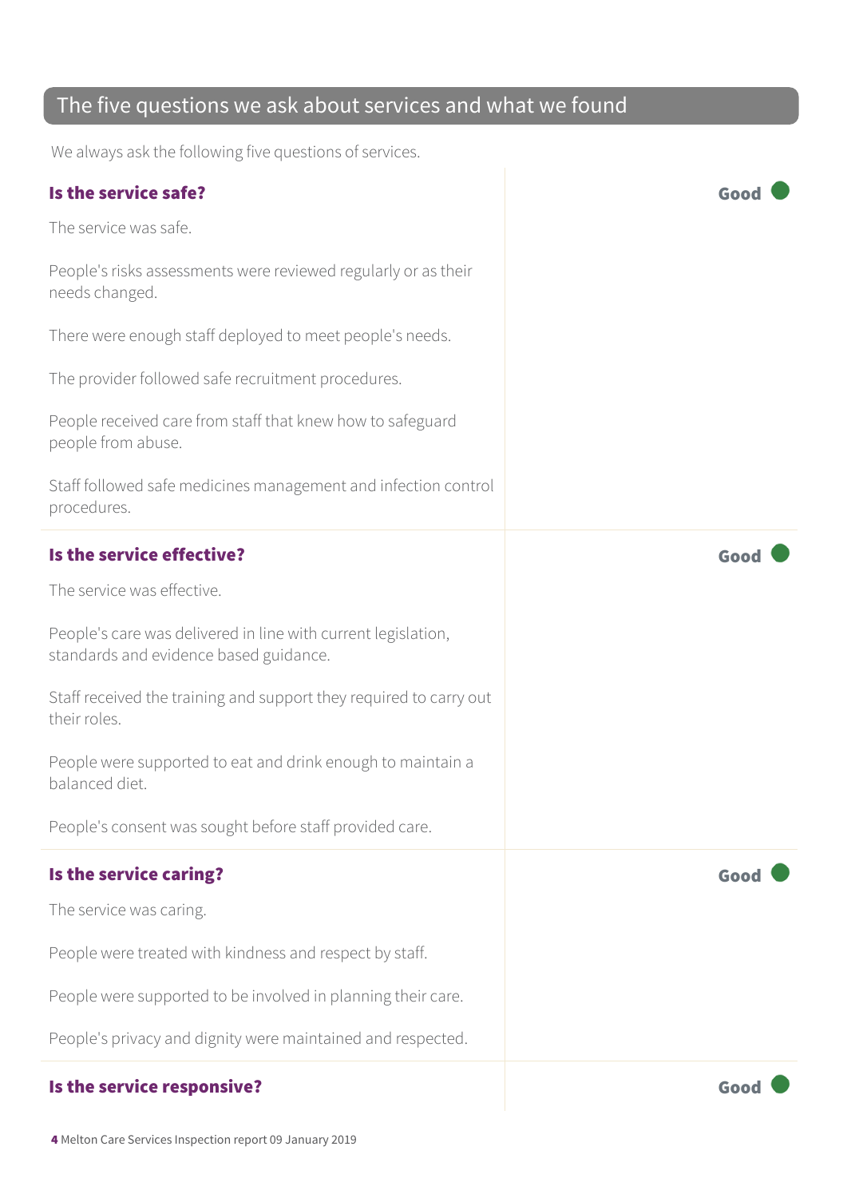## The five questions we ask about services and what we found

We always ask the following five questions of services.

### Is the service safe?

**Good**

The service was safe.

People's risks assessments were reviewed regularly or as their needs changed.

There were enough staff deployed to meet people's needs.

The provider followed safe recruitment procedures.

People received care from staff that knew how to safeguard people from abuse.

Staff followed safe medicines management and infection control procedures.

### Is the service effective?

**Good**

The service was effective.

People's care was delivered in line with current legislation, standards and evidence based guidance.

Staff received the training and support they required to carry out their roles.

People were supported to eat and drink enough to maintain a balanced diet.

People's consent was sought before staff provided care.

### Is the service caring?

**Good**

The service was caring.

People were treated with kindness and respect by staff.

People were supported to be involved in planning their care.

People's privacy and dignity were maintained and respected.

### Is the service responsive?

**Good**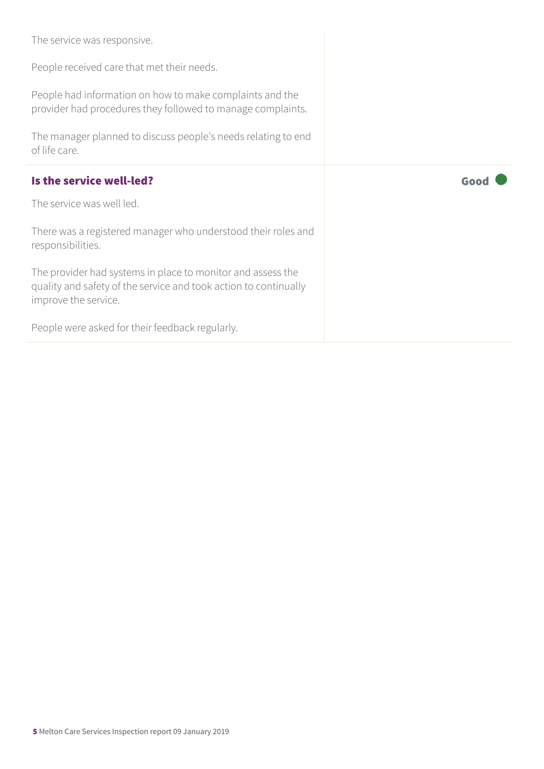The service was responsive.

People received care that met their needs.

People had information on how to make complaints and the provider had procedures they followed to manage complaints.

The manager planned to discuss people's needs relating to end of life care.

### Is the service well-led?

**Good**

The service was well led.

There was a registered manager who understood their roles and responsibilities.

The provider had systems in place to monitor and assess the quality and safety of the service and took action to continually improve the service.

People were asked for their feedback regularly.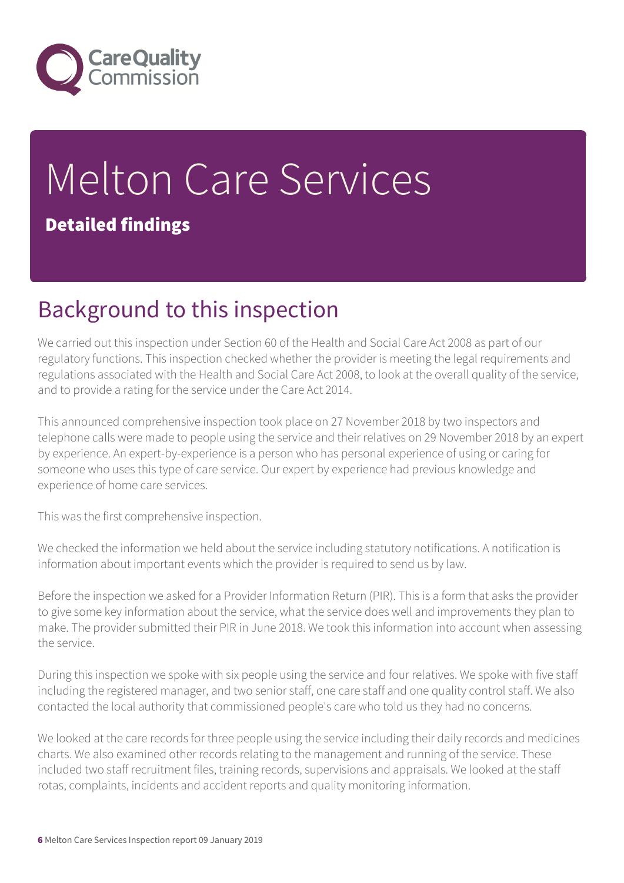# Melton Care Services

**Detailed findings**

## Background to this inspection

We carried out this inspection under Section 60 of the Health and Social Care Act 2008 as part of our regulatory functions. This inspection checked whether the provider is meeting the legal requirements and regulations associated with the Health and Social Care Act 2008, to look at the overall quality of the service, and to provide a rating for the service under the Care Act 2014.

This announced comprehensive inspection took place on 27 November 2018 by two inspectors and telephone calls were made to people using the service and their relatives on 29 November 2018 by an expert by experience. An expert-by-experience is a person who has personal experience of using or caring for someone who uses this type of care service. Our expert by experience had previous knowledge and experience of home care services.

This was the first comprehensive inspection.

We checked the information we held about the service including statutory notifications. A notification is information about important events which the provider is required to send us by law.

Before the inspection we asked for a Provider Information Return (PIR). This is a form that asks the provider to give some key information about the service, what the service does well and improvements they plan to make. The provider submitted their PIR in June 2018. We took this information into account when assessing the service.

During this inspection we spoke with six people using the service and four relatives. We spoke with five staff including the registered manager, and two senior staff, one care staff and one quality control staff. We also contacted the local authority that commissioned people's care who told us they had no concerns.

We looked at the care records for three people using the service including their daily records and medicines charts. We also examined other records relating to the management and running of the service. These included two staff recruitment files, training records, supervisions and appraisals. We looked at the staff rotas, complaints, incidents and accident reports and quality monitoring information.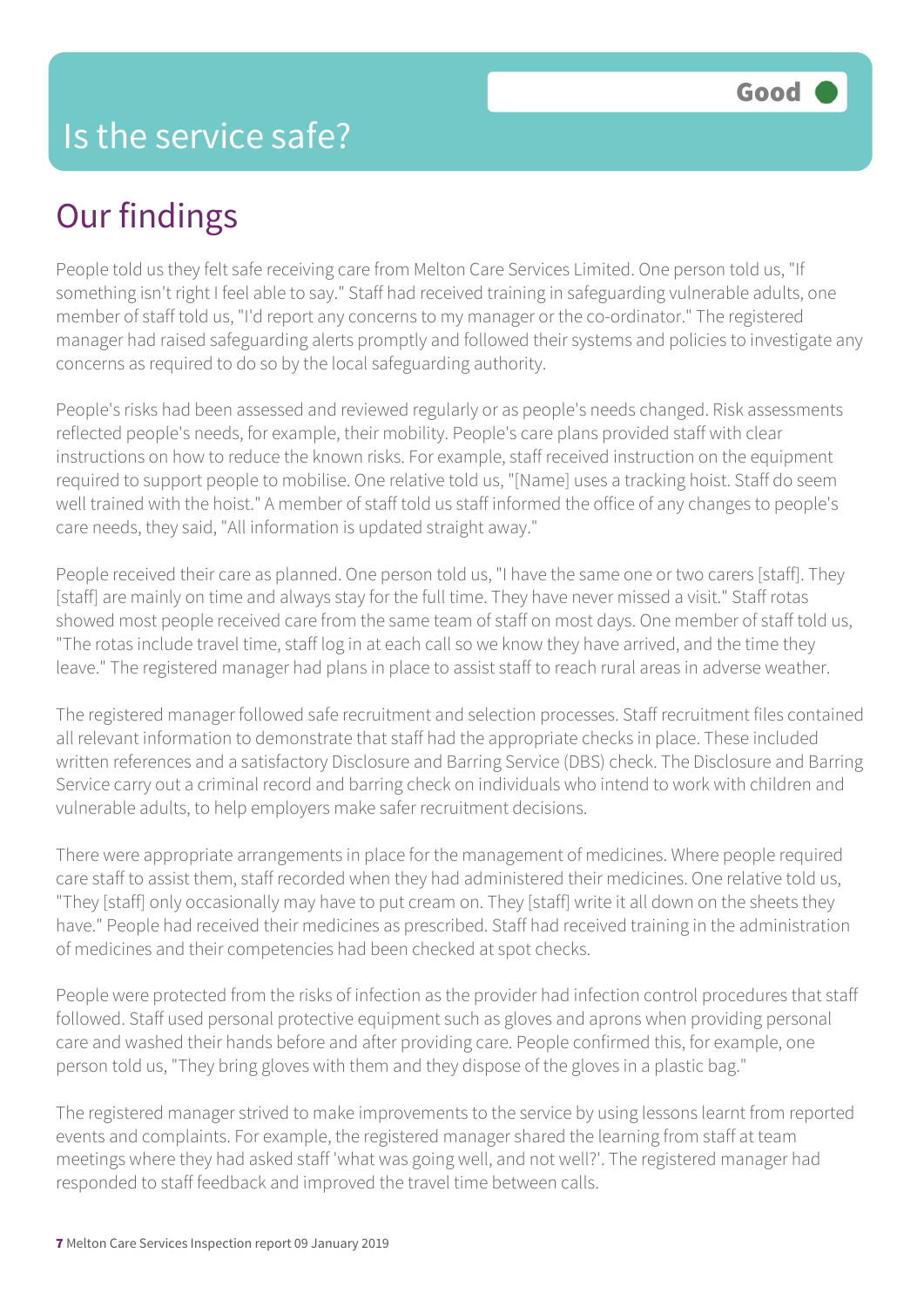# Is the service safe?

Good

## Our findings

People told us they felt safe receiving care from Melton Care Services Limited. One person told us, "If something isn't right I feel able to say." Staff had received training in safeguarding vulnerable adults, one member of staff told us, "I'd report any concerns to my manager or the co-ordinator." The registered manager had raised safeguarding alerts promptly and followed their systems and policies to investigate any concerns as required to do so by the local safeguarding authority.

People's risks had been assessed and reviewed regularly or as people's needs changed. Risk assessments reflected people's needs, for example, their mobility. People's care plans provided staff with clear instructions on how to reduce the known risks. For example, staff received instruction on the equipment required to support people to mobilise. One relative told us, "[Name] uses a tracking hoist. Staff do seem well trained with the hoist." A member of staff told us staff informed the office of any changes to people's care needs, they said, "All information is updated straight away."

People received their care as planned. One person told us, "I have the same one or two carers [staff]. They [staff] are mainly on time and always stay for the full time. They have never missed a visit." Staff rotas showed most people received care from the same team of staff on most days. One member of staff told us, "The rotas include travel time, staff log in at each call so we know they have arrived, and the time they leave." The registered manager had plans in place to assist staff to reach rural areas in adverse weather.

The registered manager followed safe recruitment and selection processes. Staff recruitment files contained all relevant information to demonstrate that staff had the appropriate checks in place. These included written references and a satisfactory Disclosure and Barring Service (DBS) check. The Disclosure and Barring Service carry out a criminal record and barring check on individuals who intend to work with children and vulnerable adults, to help employers make safer recruitment decisions.

There were appropriate arrangements in place for the management of medicines. Where people required care staff to assist them, staff recorded when they had administered their medicines. One relative told us, "They [staff] only occasionally may have to put cream on. They [staff] write it all down on the sheets they have." People had received their medicines as prescribed. Staff had received training in the administration of medicines and their competencies had been checked at spot checks.

People were protected from the risks of infection as the provider had infection control procedures that staff followed. Staff used personal protective equipment such as gloves and aprons when providing personal care and washed their hands before and after providing care. People confirmed this, for example, one person told us, "They bring gloves with them and they dispose of the gloves in a plastic bag."

The registered manager strived to make improvements to the service by using lessons learnt from reported events and complaints. For example, the registered manager shared the learning from staff at team meetings where they had asked staff 'what was going well, and not well?'. The registered manager had responded to staff feedback and improved the travel time between calls.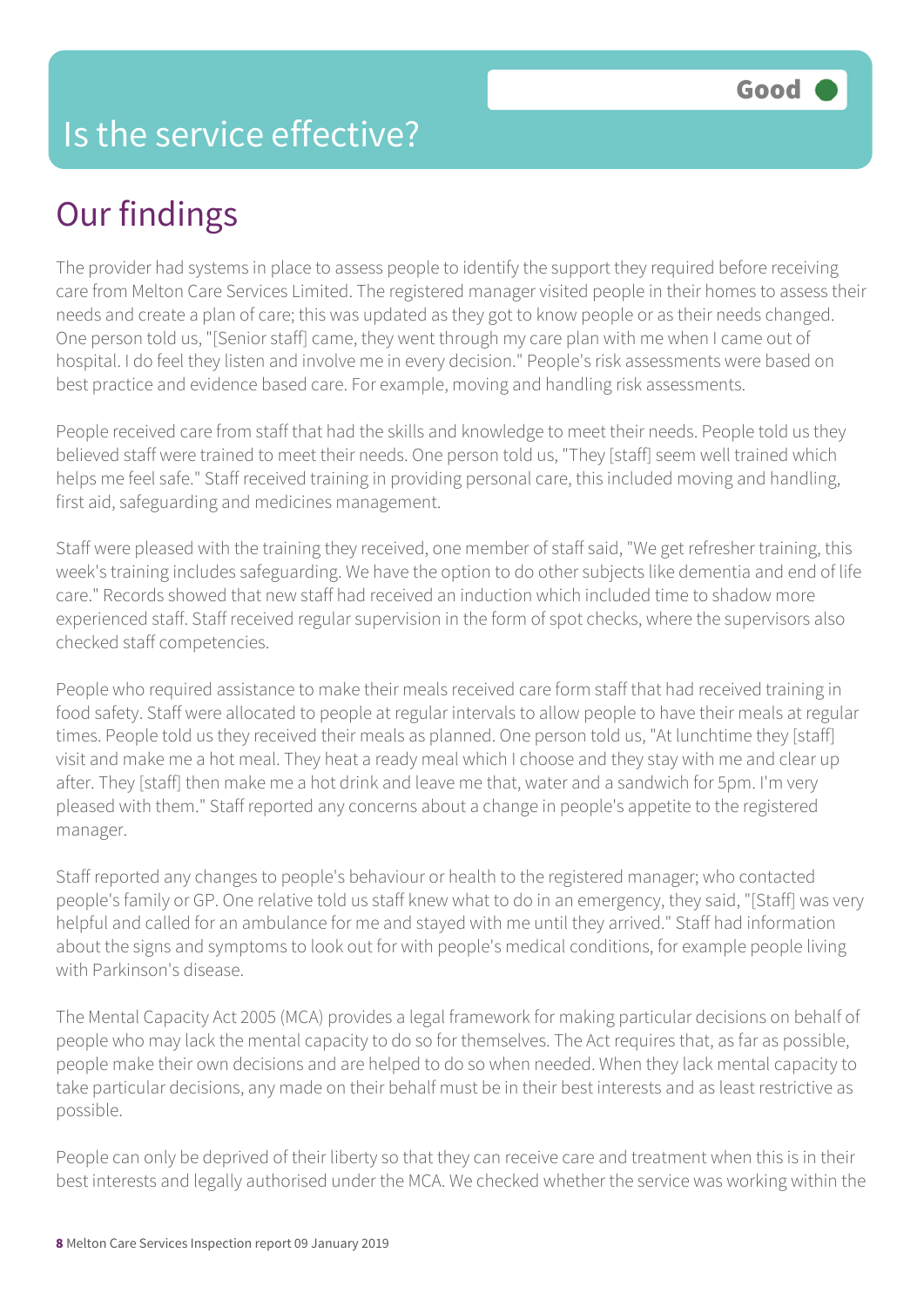# Is the service effective?

Good

## Our findings

The provider had systems in place to assess people to identify the support they required before receiving care from Melton Care Services Limited. The registered manager visited people in their homes to assess their needs and create a plan of care; this was updated as they got to know people or as their needs changed. One person told us, "[Senior staff] came, they went through my care plan with me when I came out of hospital. I do feel they listen and involve me in every decision." People's risk assessments were based on best practice and evidence based care. For example, moving and handling risk assessments.

People received care from staff that had the skills and knowledge to meet their needs. People told us they believed staff were trained to meet their needs. One person told us, "They [staff] seem well trained which helps me feel safe." Staff received training in providing personal care, this included moving and handling, first aid, safeguarding and medicines management.

Staff were pleased with the training they received, one member of staff said, "We get refresher training, this week's training includes safeguarding. We have the option to do other subjects like dementia and end of life care." Records showed that new staff had received an induction which included time to shadow more experienced staff. Staff received regular supervision in the form of spot checks, where the supervisors also checked staff competencies.

People who required assistance to make their meals received care form staff that had received training in food safety. Staff were allocated to people at regular intervals to allow people to have their meals at regular times. People told us they received their meals as planned. One person told us, "At lunchtime they [staff] visit and make me a hot meal. They heat a ready meal which I choose and they stay with me and clear up after. They [staff] then make me a hot drink and leave me that, water and a sandwich for 5pm. I'm very pleased with them." Staff reported any concerns about a change in people's appetite to the registered manager.

Staff reported any changes to people's behaviour or health to the registered manager; who contacted people's family or GP. One relative told us staff knew what to do in an emergency, they said, "[Staff] was very helpful and called for an ambulance for me and stayed with me until they arrived." Staff had information about the signs and symptoms to look out for with people's medical conditions, for example people living with Parkinson's disease.

The Mental Capacity Act 2005 (MCA) provides a legal framework for making particular decisions on behalf of people who may lack the mental capacity to do so for themselves. The Act requires that, as far as possible, people make their own decisions and are helped to do so when needed. When they lack mental capacity to take particular decisions, any made on their behalf must be in their best interests and as least restrictive as possible.

People can only be deprived of their liberty so that they can receive care and treatment when this is in their best interests and legally authorised under the MCA. We checked whether the service was working within the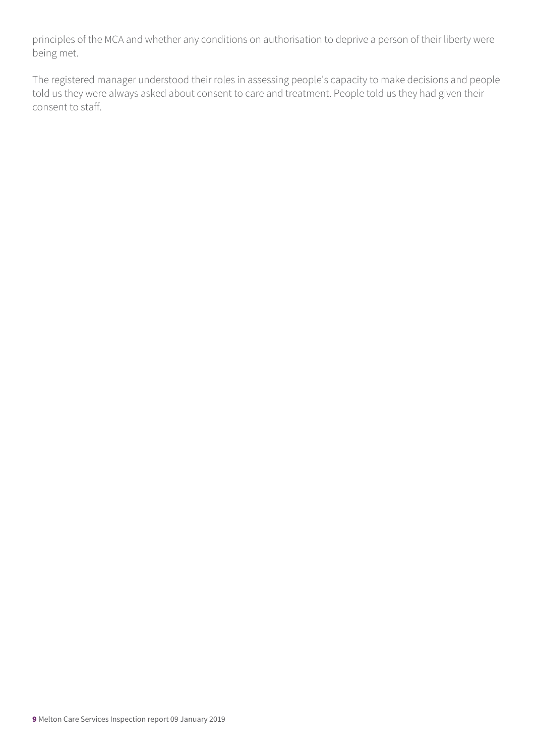principles of the MCA and whether any conditions on authorisation to deprive a person of their liberty were being met.

The registered manager understood their roles in assessing people's capacity to make decisions and people told us they were always asked about consent to care and treatment. People told us they had given their consent to staff.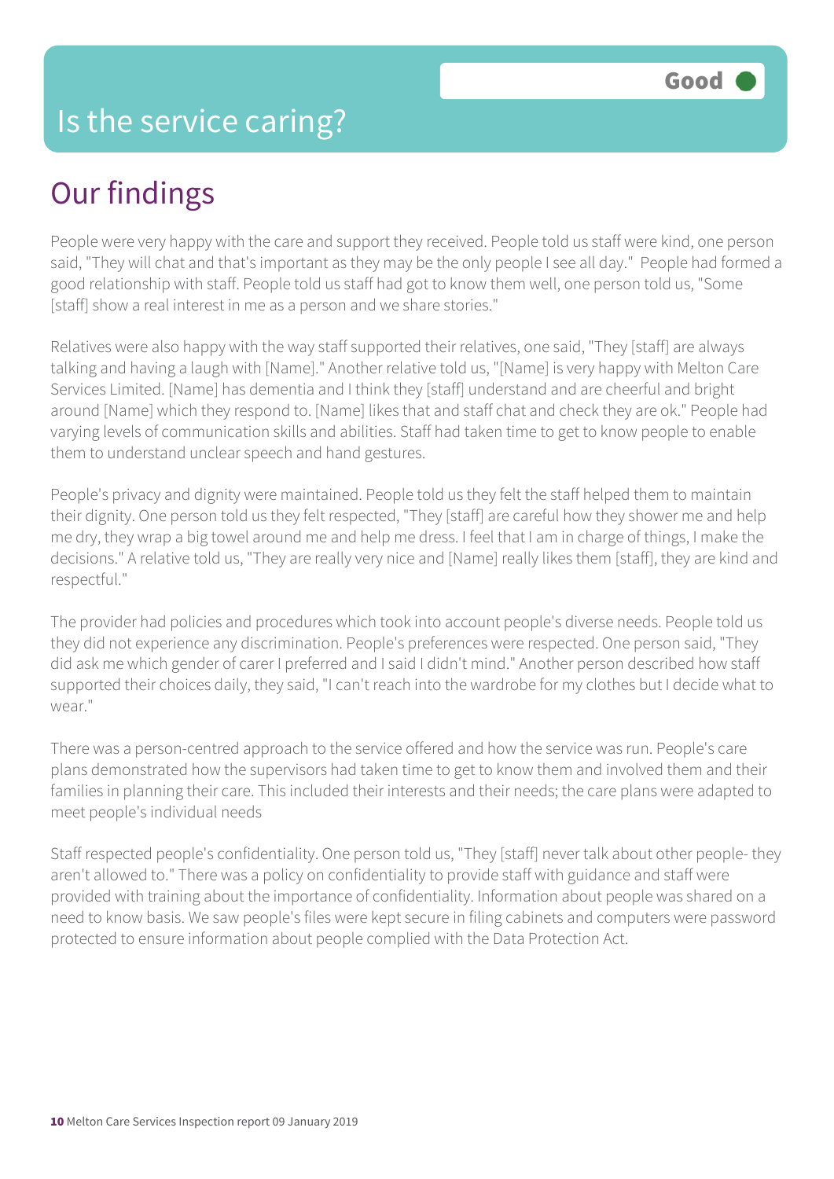# Is the service caring?

**Good**

## Our findings

People were very happy with the care and support they received. People told us staff were kind, one person said, "They will chat and that's important as they may be the only people I see all day." People had formed a good relationship with staff. People told us staff had got to know them well, one person told us, "Some [staff] show a real interest in me as a person and we share stories."

Relatives were also happy with the way staff supported their relatives, one said, "They [staff] are always talking and having a laugh with [Name]." Another relative told us, "[Name] is very happy with Melton Care Services Limited. [Name] has dementia and I think they [staff] understand and are cheerful and bright around [Name] which they respond to. [Name] likes that and staff chat and check they are ok." People had varying levels of communication skills and abilities. Staff had taken time to get to know people to enable them to understand unclear speech and hand gestures.

People's privacy and dignity were maintained. People told us they felt the staff helped them to maintain their dignity. One person told us they felt respected, "They [staff] are careful how they shower me and help me dry, they wrap a big towel around me and help me dress. I feel that I am in charge of things, I make the decisions." A relative told us, "They are really very nice and [Name] really likes them [staff], they are kind and respectful."

The provider had policies and procedures which took into account people's diverse needs. People told us they did not experience any discrimination. People's preferences were respected. One person said, "They did ask me which gender of carer I preferred and I said I didn't mind." Another person described how staff supported their choices daily, they said, "I can't reach into the wardrobe for my clothes but I decide what to wear."

There was a person-centred approach to the service offered and how the service was run. People's care plans demonstrated how the supervisors had taken time to get to know them and involved them and their families in planning their care. This included their interests and their needs; the care plans were adapted to meet people's individual needs

Staff respected people's confidentiality. One person told us, "They [staff] never talk about other people- they aren't allowed to." There was a policy on confidentiality to provide staff with guidance and staff were provided with training about the importance of confidentiality. Information about people was shared on a need to know basis. We saw people's files were kept secure in filing cabinets and computers were password protected to ensure information about people complied with the Data Protection Act.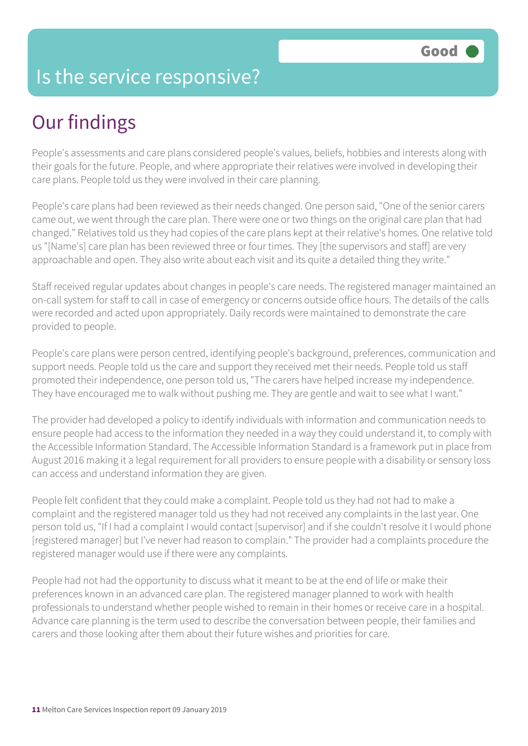# Is the service responsive?

**Good**

## Our findings

People's assessments and care plans considered people's values, beliefs, hobbies and interests along with their goals for the future. People, and where appropriate their relatives were involved in developing their care plans. People told us they were involved in their care planning.

People's care plans had been reviewed as their needs changed. One person said, "One of the senior carers came out, we went through the care plan. There were one or two things on the original care plan that had changed." Relatives told us they had copies of the care plans kept at their relative's homes. One relative told us "[Name's] care plan has been reviewed three or four times. They [the supervisors and staff] are very approachable and open. They also write about each visit and its quite a detailed thing they write."

Staff received regular updates about changes in people's care needs. The registered manager maintained an on-call system for staff to call in case of emergency or concerns outside office hours. The details of the calls were recorded and acted upon appropriately. Daily records were maintained to demonstrate the care provided to people.

People's care plans were person centred, identifying people's background, preferences, communication and support needs. People told us the care and support they received met their needs. People told us staff promoted their independence, one person told us, "The carers have helped increase my independence. They have encouraged me to walk without pushing me. They are gentle and wait to see what I want."

The provider had developed a policy to identify individuals with information and communication needs to ensure people had access to the information they needed in a way they could understand it, to comply with the Accessible Information Standard. The Accessible Information Standard is a framework put in place from August 2016 making it a legal requirement for all providers to ensure people with a disability or sensory loss can access and understand information they are given.

People felt confident that they could make a complaint. People told us they had not had to make a complaint and the registered manager told us they had not received any complaints in the last year. One person told us, "If I had a complaint I would contact [supervisor] and if she couldn't resolve it I would phone [registered manager] but I've never had reason to complain." The provider had a complaints procedure the registered manager would use if there were any complaints.

People had not had the opportunity to discuss what it meant to be at the end of life or make their preferences known in an advanced care plan. The registered manager planned to work with health professionals to understand whether people wished to remain in their homes or receive care in a hospital. Advance care planning is the term used to describe the conversation between people, their families and carers and those looking after them about their future wishes and priorities for care.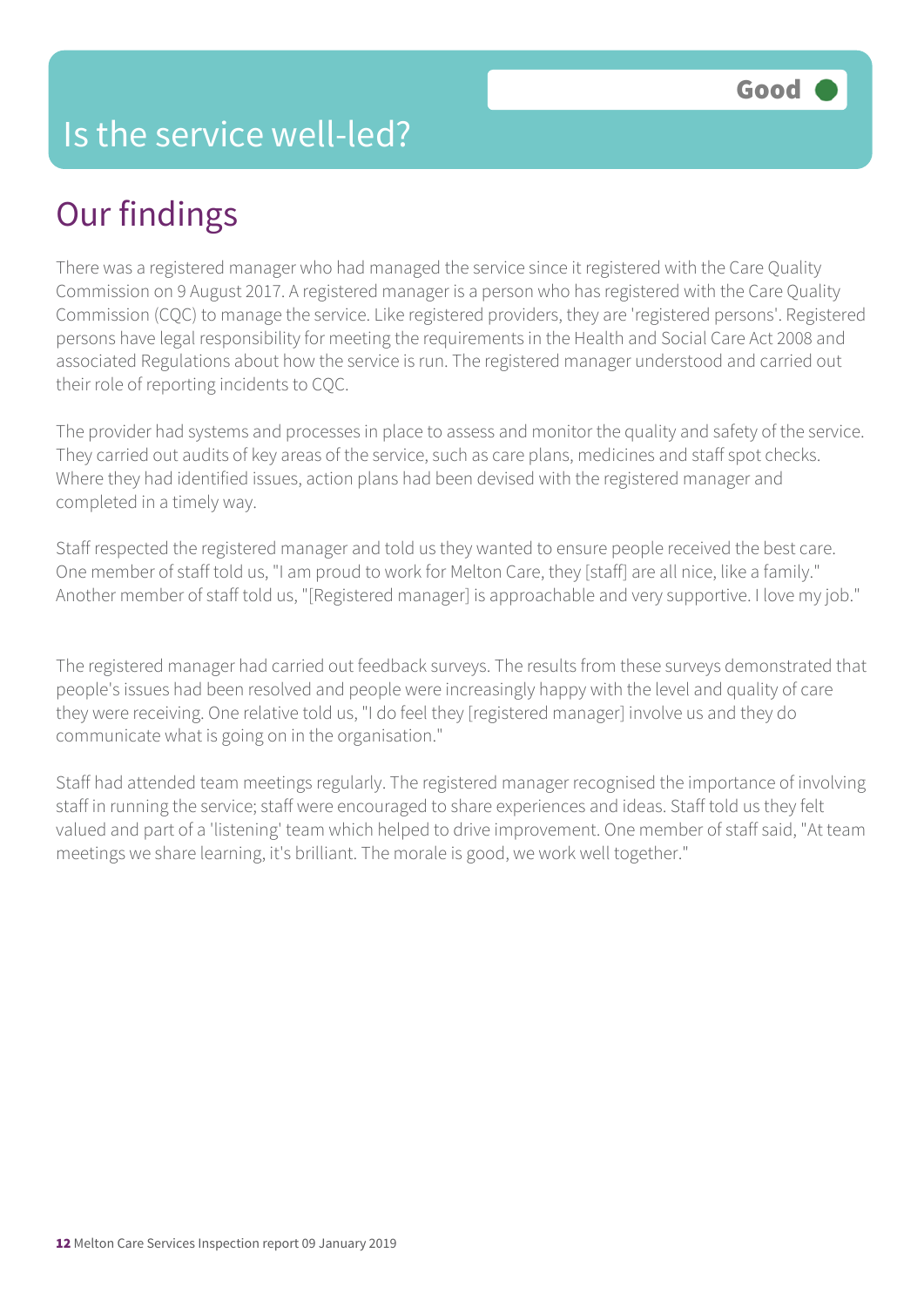# Is the service well-led?

Good

## Our findings

There was a registered manager who had managed the service since it registered with the Care Quality Commission on 9 August 2017. A registered manager is a person who has registered with the Care Quality Commission (CQC) to manage the service. Like registered providers, they are 'registered persons'. Registered persons have legal responsibility for meeting the requirements in the Health and Social Care Act 2008 and associated Regulations about how the service is run. The registered manager understood and carried out their role of reporting incidents to CQC.

The provider had systems and processes in place to assess and monitor the quality and safety of the service. They carried out audits of key areas of the service, such as care plans, medicines and staff spot checks. Where they had identified issues, action plans had been devised with the registered manager and completed in a timely way.

Staff respected the registered manager and told us they wanted to ensure people received the best care. One member of staff told us, "I am proud to work for Melton Care, they [staff] are all nice, like a family." Another member of staff told us, "[Registered manager] is approachable and very supportive. I love my job."

The registered manager had carried out feedback surveys. The results from these surveys demonstrated that people's issues had been resolved and people were increasingly happy with the level and quality of care they were receiving. One relative told us, "I do feel they [registered manager] involve us and they do communicate what is going on in the organisation."

Staff had attended team meetings regularly. The registered manager recognised the importance of involving staff in running the service; staff were encouraged to share experiences and ideas. Staff told us they felt valued and part of a 'listening' team which helped to drive improvement. One member of staff said, "At team meetings we share learning, it's brilliant. The morale is good, we work well together."